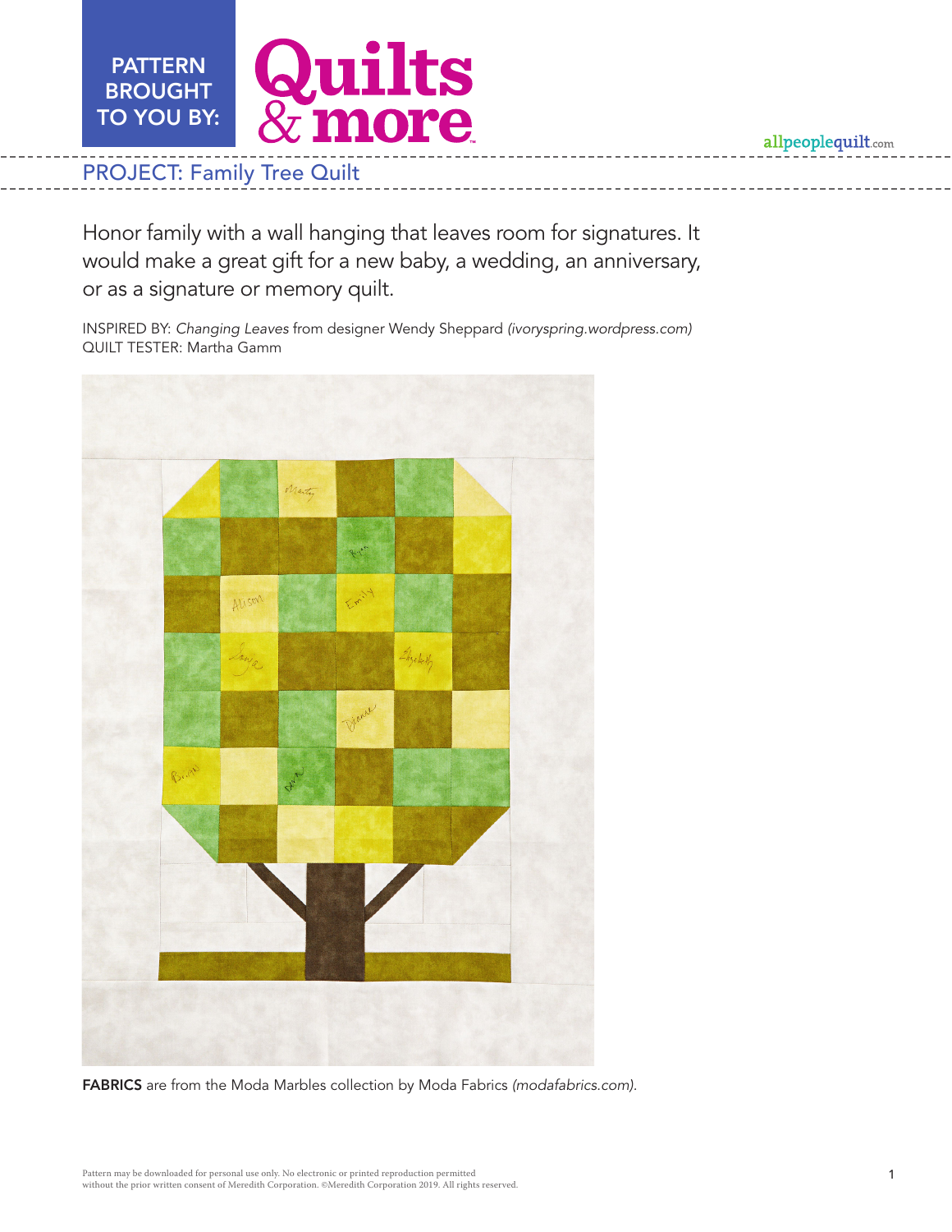PATTERN BROUGHT TO YOU BY: Quilts & more

allpeoplequilt.com

## PROJECT: Family Tree Quilt

Honor family with a wall hanging that leaves room for signatures. It would make a great gift for a new baby, a wedding, an anniversary, or as a signature or memory quilt.

INSPIRED BY: *Changing Leaves* from designer Wendy Sheppard *(ivoryspring.wordpress.com)*
QUILT TESTER: Martha Gamm

**FABRICS** are from the Moda Marbles collection by Moda Fabrics *(modafabrics.com)*.

Pattern may be downloaded for personal use only. No electronic or printed reproduction permitted without the prior written consent of Meredith Corporation. ©Meredith Corporation 2019. All rights reserved.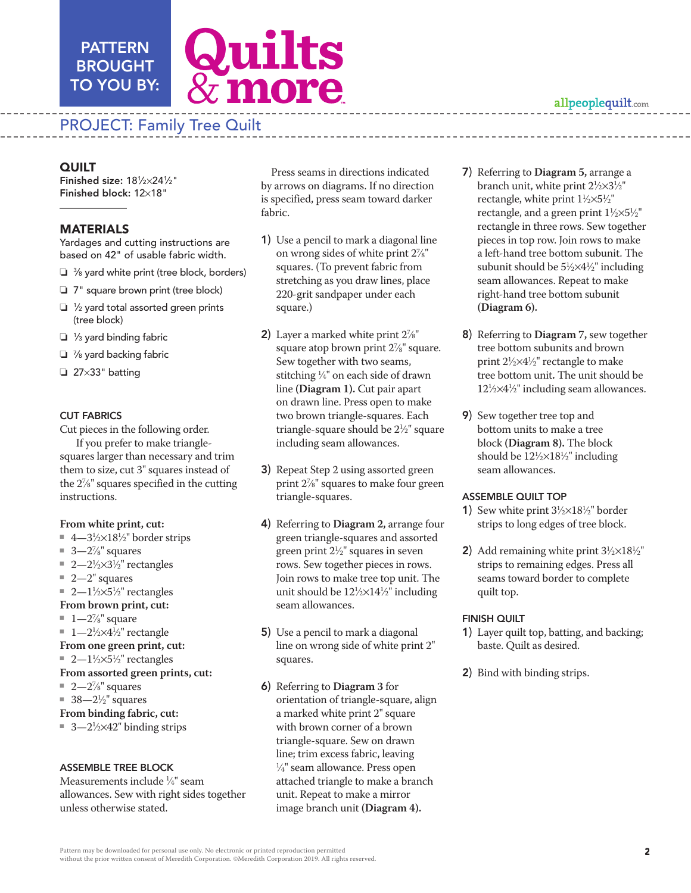PATTERN BROUGHT TO YOU BY: Quilts & more

## PROJECT: Family Tree Quilt

## QUILT

**Finished size:** 18½×24½"
**Finished block:** 12×18"

## MATERIALS

Yardages and cutting instructions are based on 42" of usable fabric width.

- ❏ ⅜ yard white print (tree block, borders)
- ❏ 7" square brown print (tree block)
- ❏ ½ yard total assorted green prints (tree block)
- ❏ ⅓ yard binding fabric
- ❏ ⅞ yard backing fabric
- ❏ 27×33" batting

### CUT FABRICS

Cut pieces in the following order.

If you prefer to make triangle-squares larger than necessary and trim them to size, cut 3" squares instead of the 2⅞" squares specified in the cutting instructions.

**From white print, cut:**

- 4—3½×18½" border strips
- 3—2⅞" squares
- 2—2½×3½" rectangles
- 2—2" squares
- 2—1½×5½" rectangles

**From brown print, cut:**

- 1—2⅞" square
- 1—2½×4½" rectangle

**From one green print, cut:**

- 2—1½×5½" rectangles

**From assorted green prints, cut:**

- 2—2⅞" squares
- 38—2½" squares

**From binding fabric, cut:**

- 3—2½×42" binding strips

### ASSEMBLE TREE BLOCK

Measurements include ¼" seam allowances. Sew with right sides together unless otherwise stated.

Press seams in directions indicated by arrows on diagrams. If no direction is specified, press seam toward darker fabric.

1) Use a pencil to mark a diagonal line on wrong sides of white print 2⅞" squares. (To prevent fabric from stretching as you draw lines, place 220-grit sandpaper under each square.)

2) Layer a marked white print 2⅞" square atop brown print 2⅞" square. Sew together with two seams, stitching ¼" on each side of drawn line **(Diagram 1).** Cut pair apart on drawn line. Press open to make two brown triangle-squares. Each triangle-square should be 2½" square including seam allowances.

3) Repeat Step 2 using assorted green print 2⅞" squares to make four green triangle-squares.

4) Referring to **Diagram 2,** arrange four green triangle-squares and assorted green print 2½" squares in seven rows. Sew together pieces in rows. Join rows to make tree top unit. The unit should be 12½×14½" including seam allowances.

5) Use a pencil to mark a diagonal line on wrong side of white print 2" squares.

6) Referring to **Diagram 3** for orientation of triangle-square, align a marked white print 2" square with brown corner of a brown triangle-square. Sew on drawn line; trim excess fabric, leaving ¼" seam allowance. Press open attached triangle to make a branch unit. Repeat to make a mirror image branch unit **(Diagram 4).**

7) Referring to **Diagram 5,** arrange a branch unit, white print 2½×3½" rectangle, white print 1½×5½" rectangle, and a green print 1½×5½" rectangle in three rows. Sew together pieces in top row. Join rows to make a left-hand tree bottom subunit. The subunit should be 5½×4½" including seam allowances. Repeat to make right-hand tree bottom subunit **(Diagram 6).**

8) Referring to **Diagram 7,** sew together tree bottom subunits and brown print 2½×4½" rectangle to make tree bottom unit**.** The unit should be 12½×4½" including seam allowances.

9) Sew together tree top and bottom units to make a tree block **(Diagram 8).** The block should be 12½×18½" including seam allowances.

### ASSEMBLE QUILT TOP

1) Sew white print 3½×18½" border strips to long edges of tree block.

2) Add remaining white print 3½×18½" strips to remaining edges. Press all seams toward border to complete quilt top.

### FINISH QUILT

1) Layer quilt top, batting, and backing; baste. Quilt as desired.

2) Bind with binding strips.

Pattern may be downloaded for personal use only. No electronic or printed reproduction permitted without the prior written consent of Meredith Corporation. ©Meredith Corporation 2019. All rights reserved.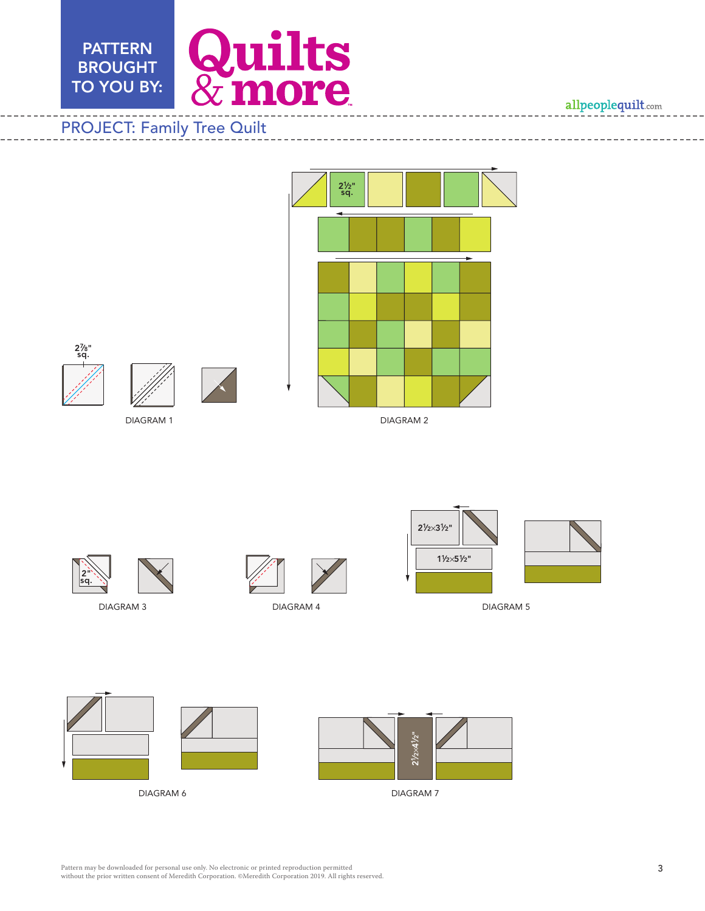PROJECT: Family Tree Quilt

2⅞" sq.

DIAGRAM 1

2½" sq.

DIAGRAM 2

2" sq.

DIAGRAM 3

DIAGRAM 4

2½×3½"

1½×5½"

DIAGRAM 5

DIAGRAM 6

2½×4½"

DIAGRAM 7

Pattern may be downloaded for personal use only. No electronic or printed reproduction permitted without the prior written consent of Meredith Corporation. ©Meredith Corporation 2019. All rights reserved.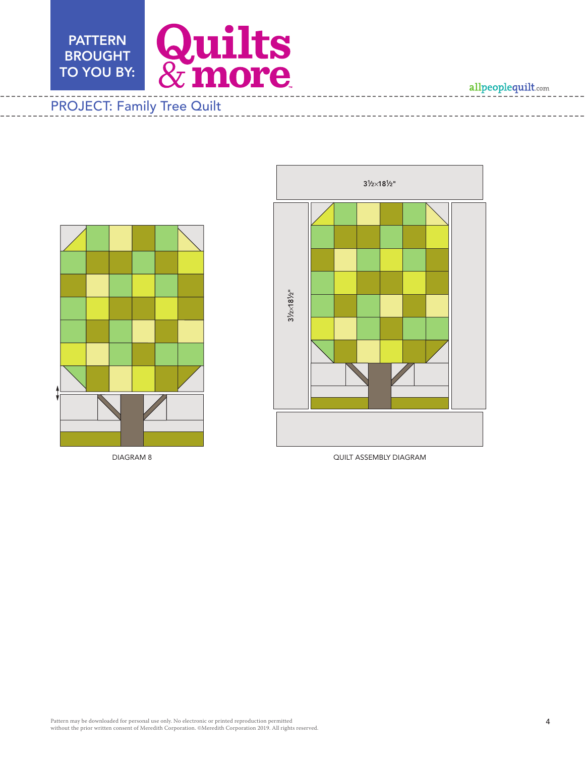PROJECT: Family Tree Quilt

3½×18½"

3½×18½"

DIAGRAM 8

QUILT ASSEMBLY DIAGRAM

Pattern may be downloaded for personal use only. No electronic or printed reproduction permitted without the prior written consent of Meredith Corporation. ©Meredith Corporation 2019. All rights reserved.